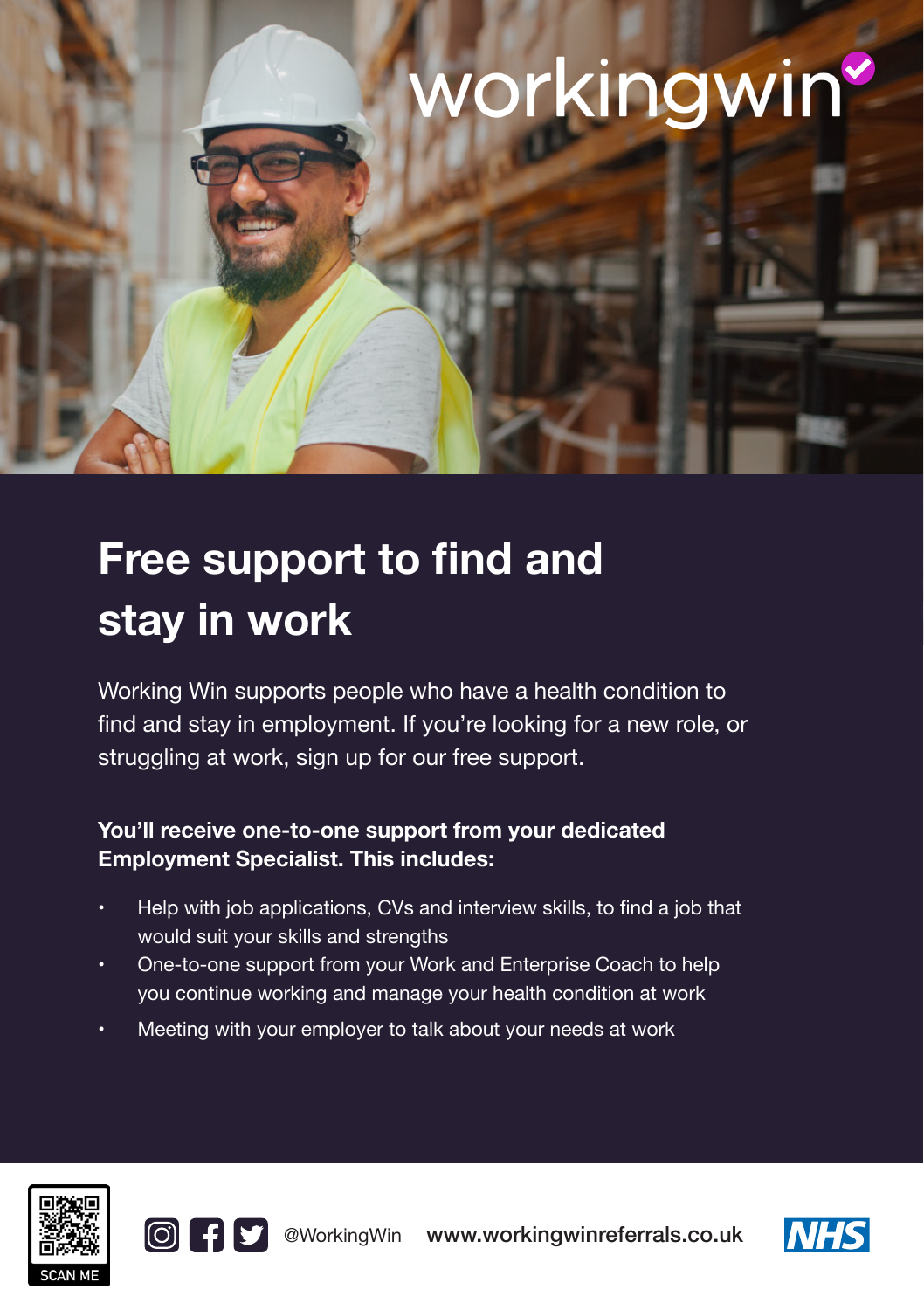workingwin

# Free support to find and stay in work

Working Win supports people who have a health condition to find and stay in employment. If you're looking for a new role, or struggling at work, sign up for our free support.

**You'll receive one-to-one support from your dedicated Employment Specialist. This includes:**

- Help with job applications, CVs and interview skills, to find a job that would suit your skills and strengths
- One-to-one support from your Work and Enterprise Coach to help you continue working and manage your health condition at work
- Meeting with your employer to talk about your needs at work

SCAN ME

@WorkingWin www.workingwinreferrals.co.uk

NHS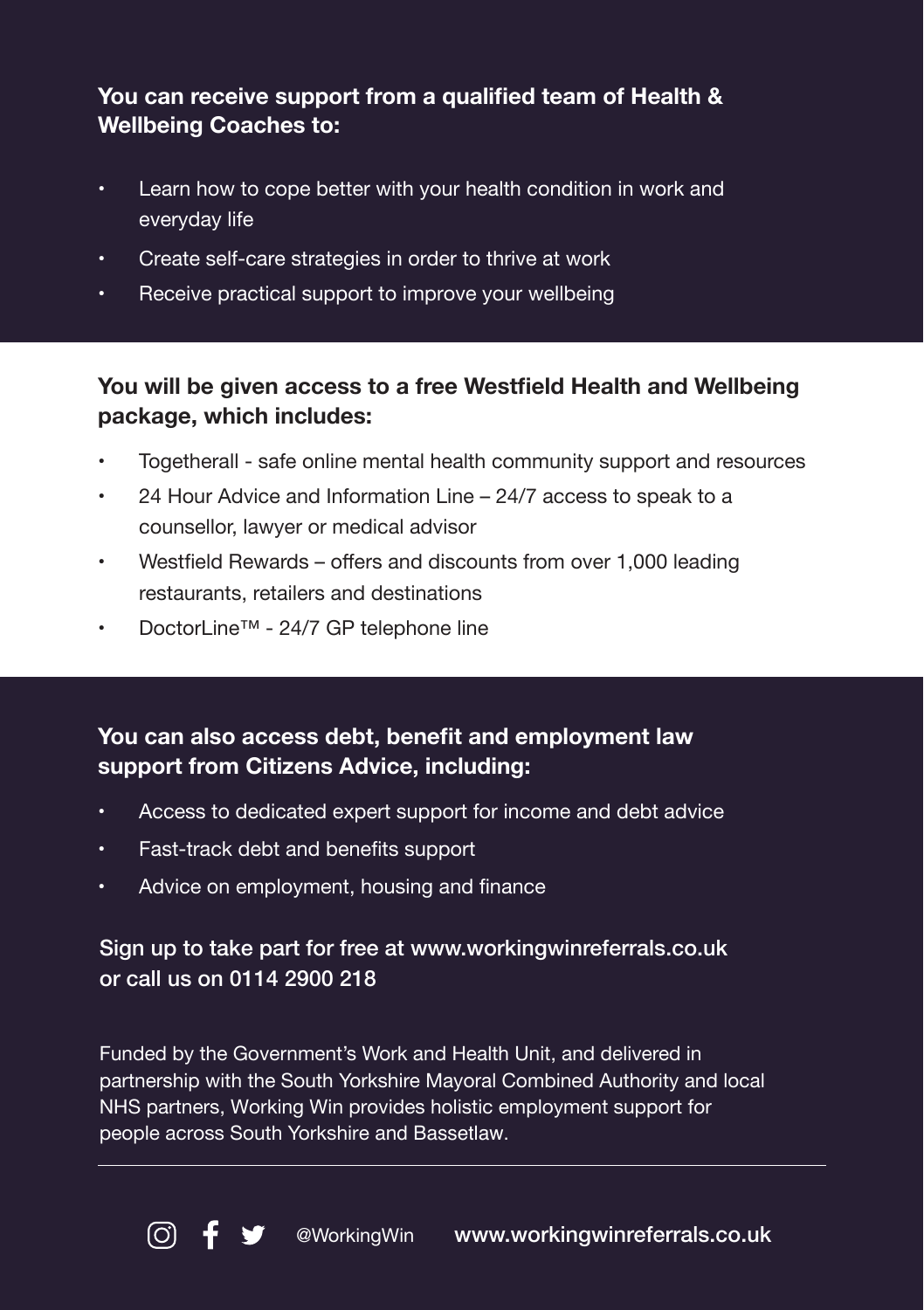**You can receive support from a qualified team of Health & Wellbeing Coaches to:**

- Learn how to cope better with your health condition in work and everyday life
- Create self-care strategies in order to thrive at work
- Receive practical support to improve your wellbeing

**You will be given access to a free Westfield Health and Wellbeing package, which includes:**

- Togetherall - safe online mental health community support and resources
- 24 Hour Advice and Information Line – 24/7 access to speak to a counsellor, lawyer or medical advisor
- Westfield Rewards – offers and discounts from over 1,000 leading restaurants, retailers and destinations
- DoctorLine™ - 24/7 GP telephone line

**You can also access debt, benefit and employment law support from Citizens Advice, including:**

- Access to dedicated expert support for income and debt advice
- Fast-track debt and benefits support
- Advice on employment, housing and finance

Sign up to take part for free at www.workingwinreferrals.co.uk or call us on 0114 2900 218

Funded by the Government's Work and Health Unit, and delivered in partnership with the South Yorkshire Mayoral Combined Authority and local NHS partners, Working Win provides holistic employment support for people across South Yorkshire and Bassetlaw.

---

@WorkingWin www.workingwinreferrals.co.uk